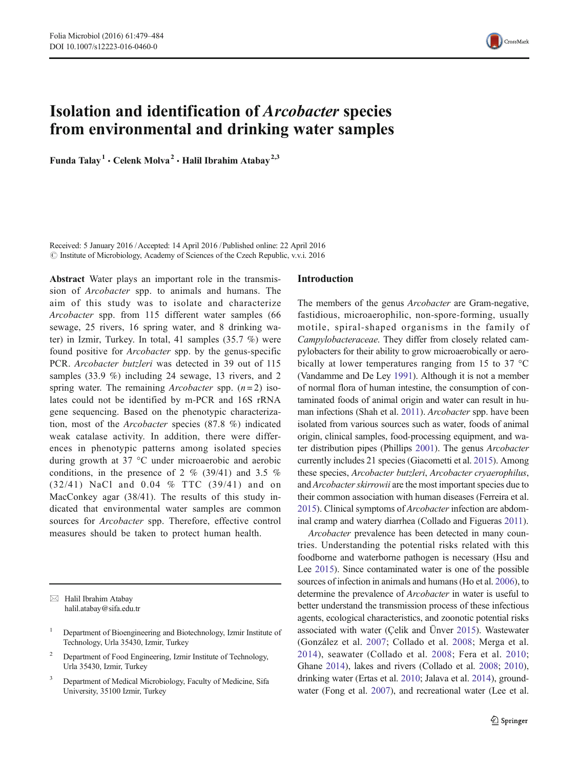# Isolation and identification of *Arcobacter* species from environmental and drinking water samples

**Funda Talay**[1] **· Celenk Molva**[2] **· Halil Ibrahim Atabay**[2,3]

Received: 5 January 2016 / Accepted: 14 April 2016 / Published online: 22 April 2016
© Institute of Microbiology, Academy of Sciences of the Czech Republic, v.v.i. 2016

**Abstract** Water plays an important role in the transmission of *Arcobacter* spp. to animals and humans. The aim of this study was to isolate and characterize *Arcobacter* spp. from 115 different water samples (66 sewage, 25 rivers, 16 spring water, and 8 drinking water) in Izmir, Turkey. In total, 41 samples (35.7 %) were found positive for *Arcobacter* spp. by the genus-specific PCR. *Arcobacter butzleri* was detected in 39 out of 115 samples (33.9 %) including 24 sewage, 13 rivers, and 2 spring water. The remaining *Arcobacter* spp. ($n = 2$) isolates could not be identified by m-PCR and 16S rRNA gene sequencing. Based on the phenotypic characterization, most of the *Arcobacter* species (87.8 %) indicated weak catalase activity. In addition, there were differences in phenotypic patterns among isolated species during growth at 37 °C under microaerobic and aerobic conditions, in the presence of 2 % (39/41) and 3.5 % (32/41) NaCl and 0.04 % TTC (39/41) and on MacConkey agar (38/41). The results of this study indicated that environmental water samples are common sources for *Arcobacter* spp. Therefore, effective control measures should be taken to protect human health.

✉ Halil Ibrahim Atabay
halil.atabay@sifa.edu.tr

[1] Department of Bioengineering and Biotechnology, Izmir Institute of Technology, Urla 35430, Izmir, Turkey

[2] Department of Food Engineering, Izmir Institute of Technology, Urla 35430, Izmir, Turkey

[3] Department of Medical Microbiology, Faculty of Medicine, Sifa University, 35100 Izmir, Turkey

## Introduction

The members of the genus *Arcobacter* are Gram-negative, fastidious, microaerophilic, non-spore-forming, usually motile, spiral-shaped organisms in the family of *Campylobacteraceae*. They differ from closely related campylobacters for their ability to grow microaerobically or aerobically at lower temperatures ranging from 15 to 37 °C (Vandamme and De Ley 1991). Although it is not a member of normal flora of human intestine, the consumption of contaminated foods of animal origin and water can result in human infections (Shah et al. 2011). *Arcobacter* spp. have been isolated from various sources such as water, foods of animal origin, clinical samples, food-processing equipment, and water distribution pipes (Phillips 2001). The genus *Arcobacter* currently includes 21 species (Giacometti et al. 2015). Among these species, *Arcobacter butzleri*, *Arcobacter cryaerophilus*, and *Arcobacter skirrowii* are the most important species due to their common association with human diseases (Ferreira et al. 2015). Clinical symptoms of *Arcobacter* infection are abdominal cramp and watery diarrhea (Collado and Figueras 2011).

*Arcobacter* prevalence has been detected in many countries. Understanding the potential risks related with this foodborne and waterborne pathogen is necessary (Hsu and Lee 2015). Since contaminated water is one of the possible sources of infection in animals and humans (Ho et al. 2006), to determine the prevalence of *Arcobacter* in water is useful to better understand the transmission process of these infectious agents, ecological characteristics, and zoonotic potential risks associated with water (Çelik and Ünver 2015). Wastewater (González et al. 2007; Collado et al. 2008; Merga et al. 2014), seawater (Collado et al. 2008; Fera et al. 2010; Ghane 2014), lakes and rivers (Collado et al. 2008; 2010), drinking water (Ertas et al. 2010; Jalava et al. 2014), groundwater (Fong et al. 2007), and recreational water (Lee et al.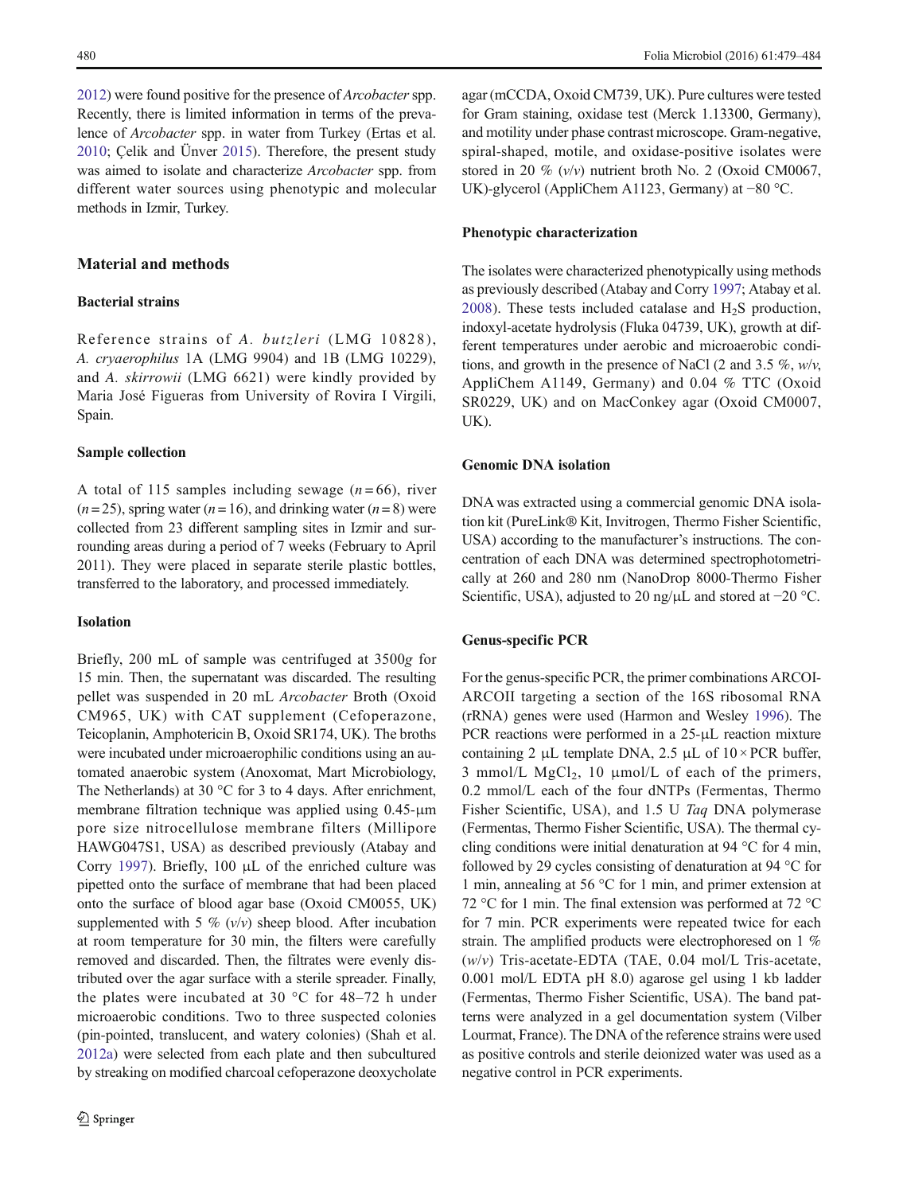2012) were found positive for the presence of *Arcobacter* spp. Recently, there is limited information in terms of the prevalence of *Arcobacter* spp. in water from Turkey (Ertas et al. 2010; Çelik and Ünver 2015). Therefore, the present study was aimed to isolate and characterize *Arcobacter* spp. from different water sources using phenotypic and molecular methods in Izmir, Turkey.

## Material and methods

### Bacterial strains

Reference strains of *A. butzleri* (LMG 10828), *A. cryaerophilus* 1A (LMG 9904) and 1B (LMG 10229), and *A. skirrowii* (LMG 6621) were kindly provided by Maria José Figueras from University of Rovira I Virgili, Spain.

### Sample collection

A total of 115 samples including sewage ($n = 66$), river ($n = 25$), spring water ($n = 16$), and drinking water ($n = 8$) were collected from 23 different sampling sites in Izmir and surrounding areas during a period of 7 weeks (February to April 2011). They were placed in separate sterile plastic bottles, transferred to the laboratory, and processed immediately.

### Isolation

Briefly, 200 mL of sample was centrifuged at 3500*g* for 15 min. Then, the supernatant was discarded. The resulting pellet was suspended in 20 mL *Arcobacter* Broth (Oxoid CM965, UK) with CAT supplement (Cefoperazone, Teicoplanin, Amphotericin B, Oxoid SR174, UK). The broths were incubated under microaerophilic conditions using an automated anaerobic system (Anoxomat, Mart Microbiology, The Netherlands) at 30 °C for 3 to 4 days. After enrichment, membrane filtration technique was applied using 0.45-μm pore size nitrocellulose membrane filters (Millipore HAWG047S1, USA) as described previously (Atabay and Corry 1997). Briefly, 100 μL of the enriched culture was pipetted onto the surface of membrane that had been placed onto the surface of blood agar base (Oxoid CM0055, UK) supplemented with 5 % (*v*/*v*) sheep blood. After incubation at room temperature for 30 min, the filters were carefully removed and discarded. Then, the filtrates were evenly distributed over the agar surface with a sterile spreader. Finally, the plates were incubated at 30 °C for 48–72 h under microaerobic conditions. Two to three suspected colonies (pin-pointed, translucent, and watery colonies) (Shah et al. 2012a) were selected from each plate and then subcultured by streaking on modified charcoal cefoperazone deoxycholate agar (mCCDA, Oxoid CM739, UK). Pure cultures were tested for Gram staining, oxidase test (Merck 1.13300, Germany), and motility under phase contrast microscope. Gram-negative, spiral-shaped, motile, and oxidase-positive isolates were stored in 20 % (*v*/*v*) nutrient broth No. 2 (Oxoid CM0067, UK)-glycerol (AppliChem A1123, Germany) at −80 °C.

### Phenotypic characterization

The isolates were characterized phenotypically using methods as previously described (Atabay and Corry 1997; Atabay et al. 2008). These tests included catalase and $H_2S$ production, indoxyl-acetate hydrolysis (Fluka 04739, UK), growth at different temperatures under aerobic and microaerobic conditions, and growth in the presence of NaCl (2 and 3.5 %, *w*/*v*, AppliChem A1149, Germany) and 0.04 % TTC (Oxoid SR0229, UK) and on MacConkey agar (Oxoid CM0007, UK).

### Genomic DNA isolation

DNA was extracted using a commercial genomic DNA isolation kit (PureLink® Kit, Invitrogen, Thermo Fisher Scientific, USA) according to the manufacturer's instructions. The concentration of each DNA was determined spectrophotometrically at 260 and 280 nm (NanoDrop 8000-Thermo Fisher Scientific, USA), adjusted to 20 ng/μL and stored at −20 °C.

### Genus-specific PCR

For the genus-specific PCR, the primer combinations ARCOI-ARCOII targeting a section of the 16S ribosomal RNA (rRNA) genes were used (Harmon and Wesley 1996). The PCR reactions were performed in a 25-μL reaction mixture containing 2 μL template DNA, 2.5 μL of 10 × PCR buffer, 3 mmol/L $MgCl_2$, 10 μmol/L of each of the primers, 0.2 mmol/L each of the four dNTPs (Fermentas, Thermo Fisher Scientific, USA), and 1.5 U *Taq* DNA polymerase (Fermentas, Thermo Fisher Scientific, USA). The thermal cycling conditions were initial denaturation at 94 °C for 4 min, followed by 29 cycles consisting of denaturation at 94 °C for 1 min, annealing at 56 °C for 1 min, and primer extension at 72 °C for 1 min. The final extension was performed at 72 °C for 7 min. PCR experiments were repeated twice for each strain. The amplified products were electrophoresed on 1 % (*w*/*v*) Tris-acetate-EDTA (TAE, 0.04 mol/L Tris-acetate, 0.001 mol/L EDTA pH 8.0) agarose gel using 1 kb ladder (Fermentas, Thermo Fisher Scientific, USA). The band patterns were analyzed in a gel documentation system (Vilber Lourmat, France). The DNA of the reference strains were used as positive controls and sterile deionized water was used as a negative control in PCR experiments.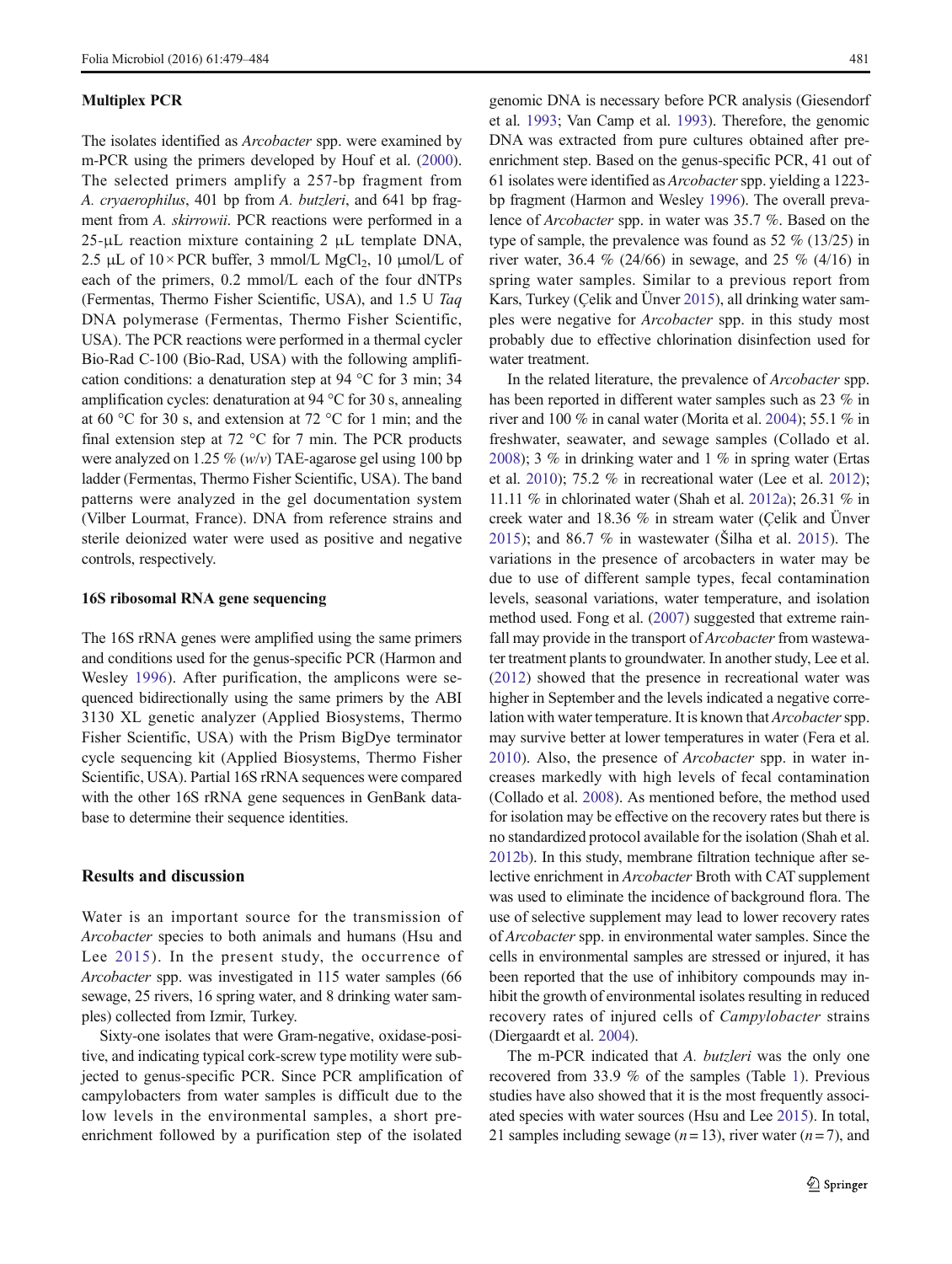### Multiplex PCR

The isolates identified as *Arcobacter* spp. were examined by m-PCR using the primers developed by Houf et al. (2000). The selected primers amplify a 257-bp fragment from *A. cryaerophilus*, 401 bp from *A. butzleri*, and 641 bp fragment from *A. skirrowii*. PCR reactions were performed in a 25-μL reaction mixture containing 2 μL template DNA, 2.5 μL of 10 × PCR buffer, 3 mmol/L $MgCl_2$, 10 μmol/L of each of the primers, 0.2 mmol/L each of the four dNTPs (Fermentas, Thermo Fisher Scientific, USA), and 1.5 U *Taq* DNA polymerase (Fermentas, Thermo Fisher Scientific, USA). The PCR reactions were performed in a thermal cycler Bio-Rad C-100 (Bio-Rad, USA) with the following amplification conditions: a denaturation step at 94 °C for 3 min; 34 amplification cycles: denaturation at 94 °C for 30 s, annealing at 60 °C for 30 s, and extension at 72 °C for 1 min; and the final extension step at 72 °C for 7 min. The PCR products were analyzed on 1.25 % (*w*/*v*) TAE-agarose gel using 100 bp ladder (Fermentas, Thermo Fisher Scientific, USA). The band patterns were analyzed in the gel documentation system (Vilber Lourmat, France). DNA from reference strains and sterile deionized water were used as positive and negative controls, respectively.

### 16S ribosomal RNA gene sequencing

The 16S rRNA genes were amplified using the same primers and conditions used for the genus-specific PCR (Harmon and Wesley 1996). After purification, the amplicons were sequenced bidirectionally using the same primers by the ABI 3130 XL genetic analyzer (Applied Biosystems, Thermo Fisher Scientific, USA) with the Prism BigDye terminator cycle sequencing kit (Applied Biosystems, Thermo Fisher Scientific, USA). Partial 16S rRNA sequences were compared with the other 16S rRNA gene sequences in GenBank database to determine their sequence identities.

## Results and discussion

Water is an important source for the transmission of *Arcobacter* species to both animals and humans (Hsu and Lee 2015). In the present study, the occurrence of *Arcobacter* spp. was investigated in 115 water samples (66 sewage, 25 rivers, 16 spring water, and 8 drinking water samples) collected from Izmir, Turkey.

Sixty-one isolates that were Gram-negative, oxidase-positive, and indicating typical cork-screw type motility were subjected to genus-specific PCR. Since PCR amplification of campylobacters from water samples is difficult due to the low levels in the environmental samples, a short pre-enrichment followed by a purification step of the isolated genomic DNA is necessary before PCR analysis (Giesendorf et al. 1993; Van Camp et al. 1993). Therefore, the genomic DNA was extracted from pure cultures obtained after pre-enrichment step. Based on the genus-specific PCR, 41 out of 61 isolates were identified as *Arcobacter* spp. yielding a 1223-bp fragment (Harmon and Wesley 1996). The overall prevalence of *Arcobacter* spp. in water was 35.7 %. Based on the type of sample, the prevalence was found as 52 % (13/25) in river water, 36.4 % (24/66) in sewage, and 25 % (4/16) in spring water samples. Similar to a previous report from Kars, Turkey (Çelik and Ünver 2015), all drinking water samples were negative for *Arcobacter* spp. in this study most probably due to effective chlorination disinfection used for water treatment.

In the related literature, the prevalence of *Arcobacter* spp. has been reported in different water samples such as 23 % in river and 100 % in canal water (Morita et al. 2004); 55.1 % in freshwater, seawater, and sewage samples (Collado et al. 2008); 3 % in drinking water and 1 % in spring water (Ertas et al. 2010); 75.2 % in recreational water (Lee et al. 2012); 11.11 % in chlorinated water (Shah et al. 2012a); 26.31 % in creek water and 18.36 % in stream water (Çelik and Ünver 2015); and 86.7 % in wastewater (Šilha et al. 2015). The variations in the presence of arcobacters in water may be due to use of different sample types, fecal contamination levels, seasonal variations, water temperature, and isolation method used. Fong et al. (2007) suggested that extreme rainfall may provide in the transport of *Arcobacter* from wastewater treatment plants to groundwater. In another study, Lee et al. (2012) showed that the presence in recreational water was higher in September and the levels indicated a negative correlation with water temperature. It is known that *Arcobacter* spp. may survive better at lower temperatures in water (Fera et al. 2010). Also, the presence of *Arcobacter* spp. in water increases markedly with high levels of fecal contamination (Collado et al. 2008). As mentioned before, the method used for isolation may be effective on the recovery rates but there is no standardized protocol available for the isolation (Shah et al. 2012b). In this study, membrane filtration technique after selective enrichment in *Arcobacter* Broth with CAT supplement was used to eliminate the incidence of background flora. The use of selective supplement may lead to lower recovery rates of *Arcobacter* spp. in environmental water samples. Since the cells in environmental samples are stressed or injured, it has been reported that the use of inhibitory compounds may inhibit the growth of environmental isolates resulting in reduced recovery rates of injured cells of *Campylobacter* strains (Diergaardt et al. 2004).

The m-PCR indicated that *A. butzleri* was the only one recovered from 33.9 % of the samples (Table 1). Previous studies have also showed that it is the most frequently associated species with water sources (Hsu and Lee 2015). In total, 21 samples including sewage (*n* = 13), river water (*n* = 7), and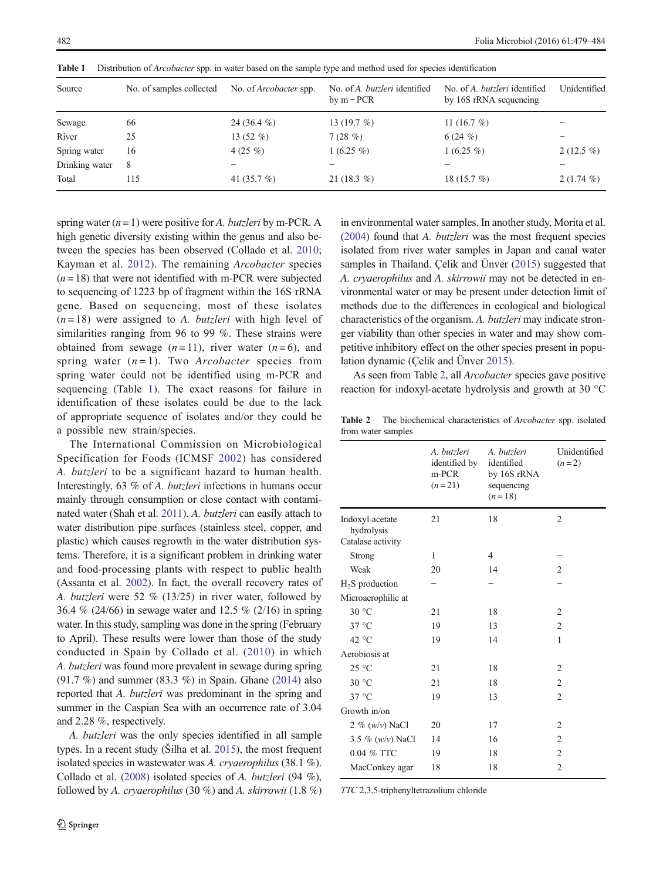Table 1 Distribution of *Arcobacter* spp. in water based on the sample type and method used for species identification

| Source | No. of samples collected | No. of *Arcobacter* spp. | No. of *A. butzleri* identified by m−PCR | No. of *A. butzleri* identified by 16S rRNA sequencing | Unidentified |
|---|---|---|---|---|---|
| Sewage | 66 | 24 (36.4 %) | 13 (19.7 %) | 11 (16.7 %) | – |
| River | 25 | 13 (52 %) | 7 (28 %) | 6 (24 %) | – |
| Spring water | 16 | 4 (25 %) | 1 (6.25 %) | 1 (6.25 %) | 2 (12.5 %) |
| Drinking water | 8 | – | – | – | – |
| Total | 115 | 41 (35.7 %) | 21 (18.3 %) | 18 (15.7 %) | 2 (1.74 %) |

spring water ($n = 1$) were positive for *A. butzleri* by m-PCR. A high genetic diversity existing within the genus and also between the species has been observed (Collado et al. 2010; Kayman et al. 2012). The remaining *Arcobacter* species ($n = 18$) that were not identified with m-PCR were subjected to sequencing of 1223 bp of fragment within the 16S rRNA gene. Based on sequencing, most of these isolates ($n = 18$) were assigned to *A. butzleri* with high level of similarities ranging from 96 to 99 %. These strains were obtained from sewage ($n = 11$), river water ($n = 6$), and spring water ($n = 1$). Two *Arcobacter* species from spring water could not be identified using m-PCR and sequencing (Table 1). The exact reasons for failure in identification of these isolates could be due to the lack of appropriate sequence of isolates and/or they could be a possible new strain/species.

The International Commission on Microbiological Specification for Foods (ICMSF 2002) has considered *A. butzleri* to be a significant hazard to human health. Interestingly, 63 % of *A. butzleri* infections in humans occur mainly through consumption or close contact with contaminated water (Shah et al. 2011). *A. butzleri* can easily attach to water distribution pipe surfaces (stainless steel, copper, and plastic) which causes regrowth in the water distribution systems. Therefore, it is a significant problem in drinking water and food-processing plants with respect to public health (Assanta et al. 2002). In fact, the overall recovery rates of *A. butzleri* were 52 % (13/25) in river water, followed by 36.4 % (24/66) in sewage water and 12.5 % (2/16) in spring water. In this study, sampling was done in the spring (February to April). These results were lower than those of the study conducted in Spain by Collado et al. (2010) in which *A. butzleri* was found more prevalent in sewage during spring (91.7 %) and summer (83.3 %) in Spain. Ghane (2014) also reported that *A. butzleri* was predominant in the spring and summer in the Caspian Sea with an occurrence rate of 3.04 and 2.28 %, respectively.

*A. butzleri* was the only species identified in all sample types. In a recent study (Šilha et al. 2015), the most frequent isolated species in wastewater was *A. cryaerophilus* (38.1 %). Collado et al. (2008) isolated species of *A. butzleri* (94 %), followed by *A. cryaerophilus* (30 %) and *A. skirrowii* (1.8 %) in environmental water samples. In another study, Morita et al. (2004) found that *A. butzleri* was the most frequent species isolated from river water samples in Japan and canal water samples in Thailand. Çelik and Ünver (2015) suggested that *A. cryaerophilus* and *A. skirrowii* may not be detected in environmental water or may be present under detection limit of methods due to the differences in ecological and biological characteristics of the organism. *A. butzleri* may indicate stronger viability than other species in water and may show competitive inhibitory effect on the other species present in population dynamic (Çelik and Ünver 2015).

As seen from Table 2, all *Arcobacter* species gave positive reaction for indoxyl-acetate hydrolysis and growth at 30 °C

Table 2 The biochemical characteristics of *Arcobacter* spp. isolated from water samples

| | *A. butzleri* identified by m-PCR ($n = 21$) | *A. butzleri* identified by 16S rRNA sequencing ($n = 18$) | Unidentified ($n = 2$) |
|---|---|---|---|
| Indoxyl-acetate hydrolysis | 21 | 18 | 2 |
| Catalase activity | | | |
| Strong | 1 | 4 | – |
| Weak | 20 | 14 | 2 |
| $H_2S$ production | – | – | – |
| Microaerophilic at | | | |
| 30 °C | 21 | 18 | 2 |
| 37 °C | 19 | 13 | 2 |
| 42 °C | 19 | 14 | 1 |
| Aerobiosis at | | | |
| 25 °C | 21 | 18 | 2 |
| 30 °C | 21 | 18 | 2 |
| 37 °C | 19 | 13 | 2 |
| Growth in/on | | | |
| 2 % (*w*/*v*) NaCl | 20 | 17 | 2 |
| 3.5 % (*w*/*v*) NaCl | 14 | 16 | 2 |
| 0.04 % TTC | 19 | 18 | 2 |
| MacConkey agar | 18 | 18 | 2 |

*TTC* 2,3,5-triphenyltetrazolium chloride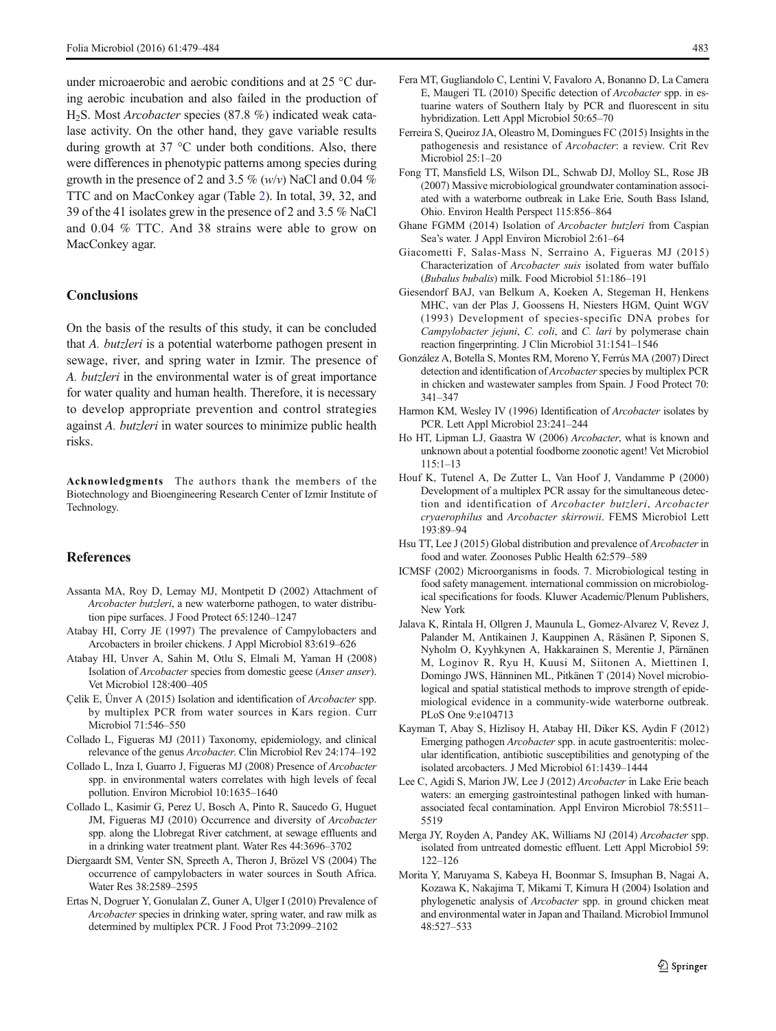under microaerobic and aerobic conditions and at 25 °C during aerobic incubation and also failed in the production of $H_2S$. Most *Arcobacter* species (87.8 %) indicated weak catalase activity. On the other hand, they gave variable results during growth at 37 °C under both conditions. Also, there were differences in phenotypic patterns among species during growth in the presence of 2 and 3.5 % (*w*/*v*) NaCl and 0.04 % TTC and on MacConkey agar (Table 2). In total, 39, 32, and 39 of the 41 isolates grew in the presence of 2 and 3.5 % NaCl and 0.04 % TTC. And 38 strains were able to grow on MacConkey agar.

## Conclusions

On the basis of the results of this study, it can be concluded that *A. butzleri* is a potential waterborne pathogen present in sewage, river, and spring water in Izmir. The presence of *A. butzleri* in the environmental water is of great importance for water quality and human health. Therefore, it is necessary to develop appropriate prevention and control strategies against *A. butzleri* in water sources to minimize public health risks.

**Acknowledgments** The authors thank the members of the Biotechnology and Bioengineering Research Center of Izmir Institute of Technology.

## References

Assanta MA, Roy D, Lemay MJ, Montpetit D (2002) Attachment of *Arcobacter butzleri*, a new waterborne pathogen, to water distribution pipe surfaces. J Food Protect 65:1240–1247

Atabay HI, Corry JE (1997) The prevalence of Campylobacters and Arcobacters in broiler chickens. J Appl Microbiol 83:619–626

Atabay HI, Unver A, Sahin M, Otlu S, Elmali M, Yaman H (2008) Isolation of *Arcobacter* species from domestic geese (*Anser anser*). Vet Microbiol 128:400–405

Çelik E, Ünver A (2015) Isolation and identification of *Arcobacter* spp. by multiplex PCR from water sources in Kars region. Curr Microbiol 71:546–550

Collado L, Figueras MJ (2011) Taxonomy, epidemiology, and clinical relevance of the genus *Arcobacter*. Clin Microbiol Rev 24:174–192

Collado L, Inza I, Guarro J, Figueras MJ (2008) Presence of *Arcobacter* spp. in environmental waters correlates with high levels of fecal pollution. Environ Microbiol 10:1635–1640

Collado L, Kasimir G, Perez U, Bosch A, Pinto R, Saucedo G, Huguet JM, Figueras MJ (2010) Occurrence and diversity of *Arcobacter* spp. along the Llobregat River catchment, at sewage effluents and in a drinking water treatment plant. Water Res 44:3696–3702

Diergaardt SM, Venter SN, Spreeth A, Theron J, Brözel VS (2004) The occurrence of campylobacters in water sources in South Africa. Water Res 38:2589–2595

Ertas N, Dogruer Y, Gonulalan Z, Guner A, Ulger I (2010) Prevalence of *Arcobacter* species in drinking water, spring water, and raw milk as determined by multiplex PCR. J Food Prot 73:2099–2102

Fera MT, Gugliandolo C, Lentini V, Favaloro A, Bonanno D, La Camera E, Maugeri TL (2010) Specific detection of *Arcobacter* spp. in estuarine waters of Southern Italy by PCR and fluorescent in situ hybridization. Lett Appl Microbiol 50:65–70

Ferreira S, Queiroz JA, Oleastro M, Domingues FC (2015) Insights in the pathogenesis and resistance of *Arcobacter*: a review. Crit Rev Microbiol 25:1–20

Fong TT, Mansfield LS, Wilson DL, Schwab DJ, Molloy SL, Rose JB (2007) Massive microbiological groundwater contamination associated with a waterborne outbreak in Lake Erie, South Bass Island, Ohio. Environ Health Perspect 115:856–864

Ghane FGMM (2014) Isolation of *Arcobacter butzleri* from Caspian Sea's water. J Appl Environ Microbiol 2:61–64

Giacometti F, Salas-Mass N, Serraino A, Figueras MJ (2015) Characterization of *Arcobacter suis* isolated from water buffalo (*Bubalus bubalis*) milk. Food Microbiol 51:186–191

Giesendorf BAJ, van Belkum A, Koeken A, Stegeman H, Henkens MHC, van der Plas J, Goossens H, Niesters HGM, Quint WGV (1993) Development of species-specific DNA probes for *Campylobacter jejuni*, *C. coli*, and *C. lari* by polymerase chain reaction fingerprinting. J Clin Microbiol 31:1541–1546

González A, Botella S, Montes RM, Moreno Y, Ferrús MA (2007) Direct detection and identification of *Arcobacter* species by multiplex PCR in chicken and wastewater samples from Spain. J Food Protect 70:341–347

Harmon KM, Wesley IV (1996) Identification of *Arcobacter* isolates by PCR. Lett Appl Microbiol 23:241–244

Ho HT, Lipman LJ, Gaastra W (2006) *Arcobacter*, what is known and unknown about a potential foodborne zoonotic agent! Vet Microbiol 115:1–13

Houf K, Tutenel A, De Zutter L, Van Hoof J, Vandamme P (2000) Development of a multiplex PCR assay for the simultaneous detection and identification of *Arcobacter butzleri*, *Arcobacter cryaerophilus* and *Arcobacter skirrowii*. FEMS Microbiol Lett 193:89–94

Hsu TT, Lee J (2015) Global distribution and prevalence of *Arcobacter* in food and water. Zoonoses Public Health 62:579–589

ICMSF (2002) Microorganisms in foods. 7. Microbiological testing in food safety management. international commission on microbiological specifications for foods. Kluwer Academic/Plenum Publishers, New York

Jalava K, Rintala H, Ollgren J, Maunula L, Gomez-Alvarez V, Revez J, Palander M, Antikainen J, Kauppinen A, Räsänen P, Siponen S, Nyholm O, Kyyhkynen A, Hakkarainen S, Merentie J, Pärnänen M, Loginov R, Ryu H, Kuusi M, Siitonen A, Miettinen I, Domingo JWS, Hänninen ML, Pitkänen T (2014) Novel microbiological and spatial statistical methods to improve strength of epidemiological evidence in a community-wide waterborne outbreak. PLoS One 9:e104713

Kayman T, Abay S, Hizlisoy H, Atabay HI, Diker KS, Aydin F (2012) Emerging pathogen *Arcobacter* spp. in acute gastroenteritis: molecular identification, antibiotic susceptibilities and genotyping of the isolated arcobacters. J Med Microbiol 61:1439–1444

Lee C, Agidi S, Marion JW, Lee J (2012) *Arcobacter* in Lake Erie beach waters: an emerging gastrointestinal pathogen linked with human-associated fecal contamination. Appl Environ Microbiol 78:5511–5519

Merga JY, Royden A, Pandey AK, Williams NJ (2014) *Arcobacter* spp. isolated from untreated domestic effluent. Lett Appl Microbiol 59:122–126

Morita Y, Maruyama S, Kabeya H, Boonmar S, Imsuphan B, Nagai A, Kozawa K, Nakajima T, Mikami T, Kimura H (2004) Isolation and phylogenetic analysis of *Arcobacter* spp. in ground chicken meat and environmental water in Japan and Thailand. Microbiol Immunol 48:527–533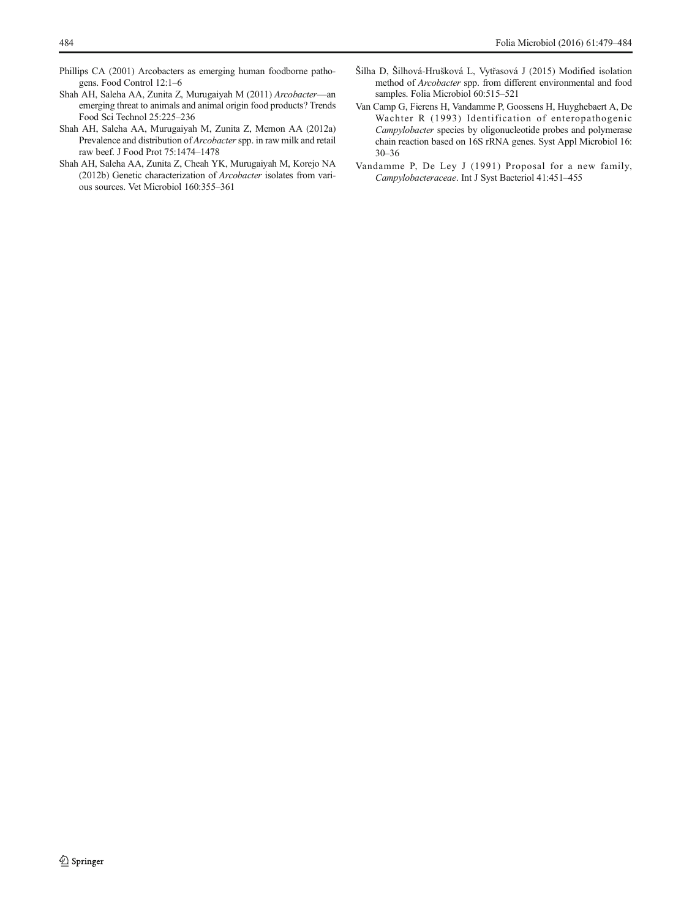Phillips CA (2001) Arcobacters as emerging human foodborne pathogens. Food Control 12:1–6

Shah AH, Saleha AA, Zunita Z, Murugaiyah M (2011) *Arcobacter*—an emerging threat to animals and animal origin food products? Trends Food Sci Technol 25:225–236

Shah AH, Saleha AA, Murugaiyah M, Zunita Z, Memon AA (2012a) Prevalence and distribution of *Arcobacter* spp. in raw milk and retail raw beef. J Food Prot 75:1474–1478

Shah AH, Saleha AA, Zunita Z, Cheah YK, Murugaiyah M, Korejo NA (2012b) Genetic characterization of *Arcobacter* isolates from various sources. Vet Microbiol 160:355–361

Šilha D, Šilhová-Hrušková L, Vytřasová J (2015) Modified isolation method of *Arcobacter* spp. from different environmental and food samples. Folia Microbiol 60:515–521

Van Camp G, Fierens H, Vandamme P, Goossens H, Huyghebaert A, De Wachter R (1993) Identification of enteropathogenic *Campylobacter* species by oligonucleotide probes and polymerase chain reaction based on 16S rRNA genes. Syst Appl Microbiol 16: 30–36

Vandamme P, De Ley J (1991) Proposal for a new family, *Campylobacteraceae*. Int J Syst Bacteriol 41:451–455